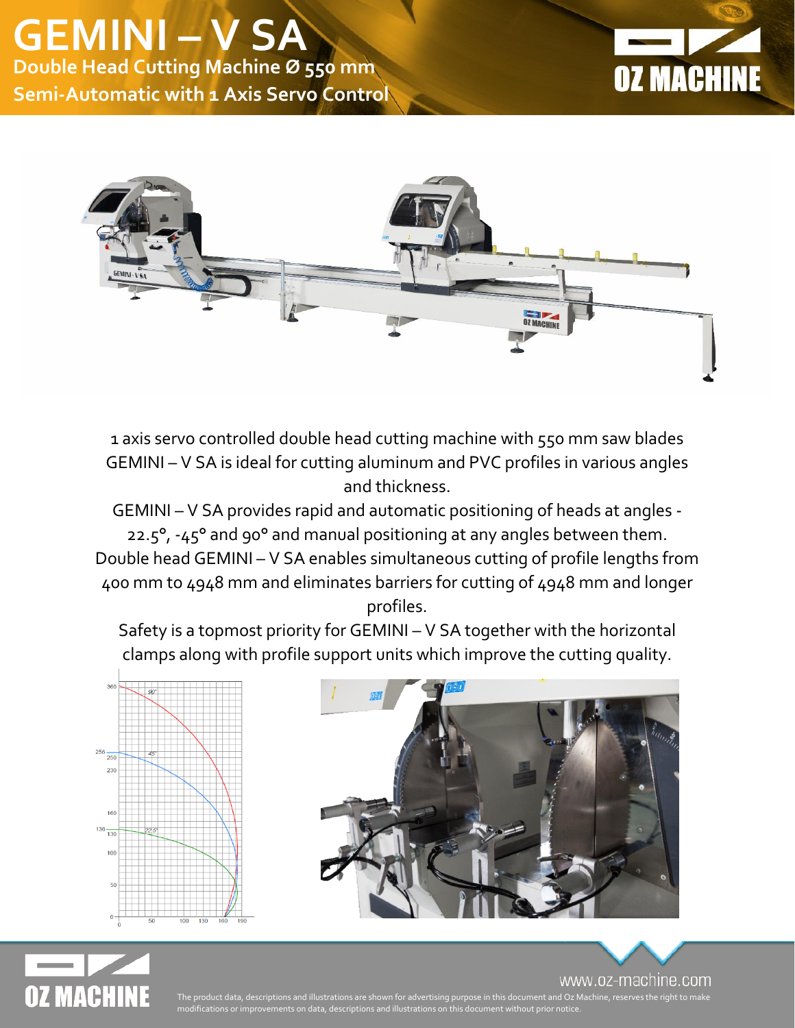# GEMINI – V SA

**Double Head Cutting Machine Ø 550 mm**
**Semi-Automatic with 1 Axis Servo Control**

1 axis servo controlled double head cutting machine with 550 mm saw blades GEMINI – V SA is ideal for cutting aluminum and PVC profiles in various angles and thickness.

GEMINI – V SA provides rapid and automatic positioning of heads at angles -22.5°, -45° and 90° and manual positioning at any angles between them. Double head GEMINI – V SA enables simultaneous cutting of profile lengths from 400 mm to 4948 mm and eliminates barriers for cutting of 4948 mm and longer profiles.

Safety is a topmost priority for GEMINI – V SA together with the horizontal clamps along with profile support units which improve the cutting quality.

www.oz-machine.com

The product data, descriptions and illustrations are shown for advertising purpose in this document and Oz Machine, reserves the right to make modifications or improvements on data, descriptions and illustrations on this document without prior notice.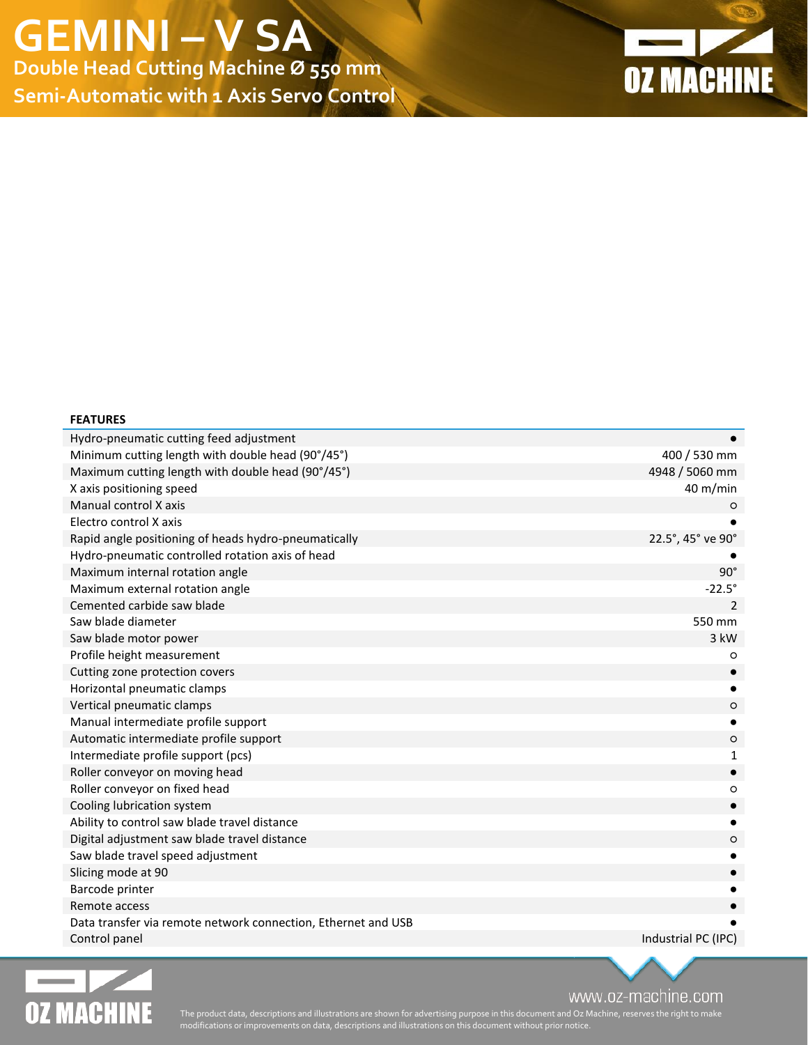# GEMINI – V SA

**Double Head Cutting Machine Ø 550 mm**

**Semi-Automatic with 1 Axis Servo Control**

| FEATURES | |
|---|---|
| Hydro-pneumatic cutting feed adjustment | ● |
| Minimum cutting length with double head (90°/45°) | 400 / 530 mm |
| Maximum cutting length with double head (90°/45°) | 4948 / 5060 mm |
| X axis positioning speed | 40 m/min |
| Manual control X axis | ○ |
| Electro control X axis | ● |
| Rapid angle positioning of heads hydro-pneumatically | 22.5°, 45° ve 90° |
| Hydro-pneumatic controlled rotation axis of head | ● |
| Maximum internal rotation angle | 90° |
| Maximum external rotation angle | -22.5° |
| Cemented carbide saw blade | 2 |
| Saw blade diameter | 550 mm |
| Saw blade motor power | 3 kW |
| Profile height measurement | ○ |
| Cutting zone protection covers | ● |
| Horizontal pneumatic clamps | ● |
| Vertical pneumatic clamps | ○ |
| Manual intermediate profile support | ● |
| Automatic intermediate profile support | ○ |
| Intermediate profile support (pcs) | 1 |
| Roller conveyor on moving head | ● |
| Roller conveyor on fixed head | ○ |
| Cooling lubrication system | ● |
| Ability to control saw blade travel distance | ● |
| Digital adjustment saw blade travel distance | ○ |
| Saw blade travel speed adjustment | ● |
| Slicing mode at 90 | ● |
| Barcode printer | ● |
| Remote access | ● |
| Data transfer via remote network connection, Ethernet and USB | ● |
| Control panel | Industrial PC (IPC) |

www.oz-machine.com

The product data, descriptions and illustrations are shown for advertising purpose in this document and Oz Machine, reserves the right to make modifications or improvements on data, descriptions and illustrations on this document without prior notice.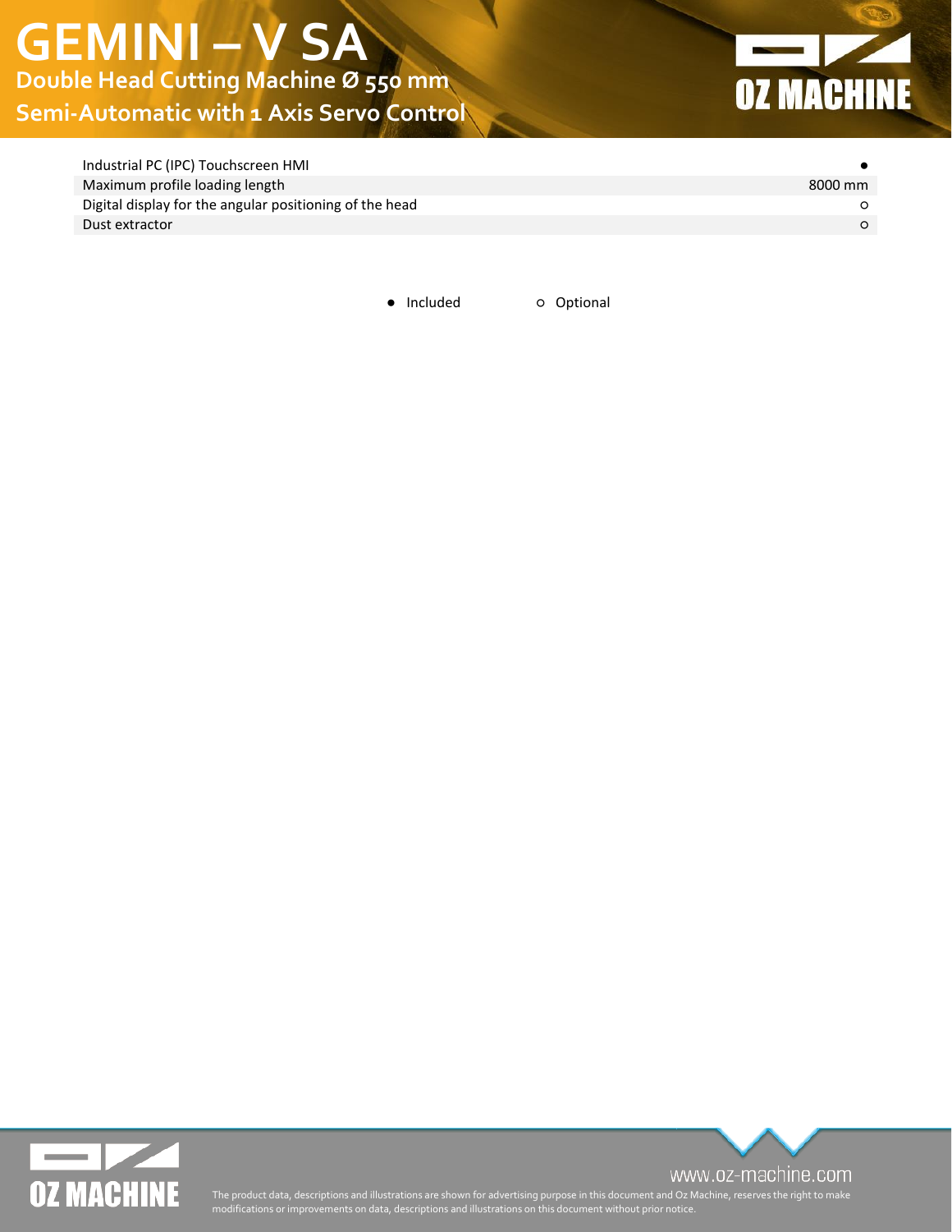| | |
|---|---|
| Industrial PC (IPC) Touchscreen HMI | ● |
| Maximum profile loading length | 8000 mm |
| Digital display for the angular positioning of the head | ○ |
| Dust extractor | ○ |

● Included ○ Optional